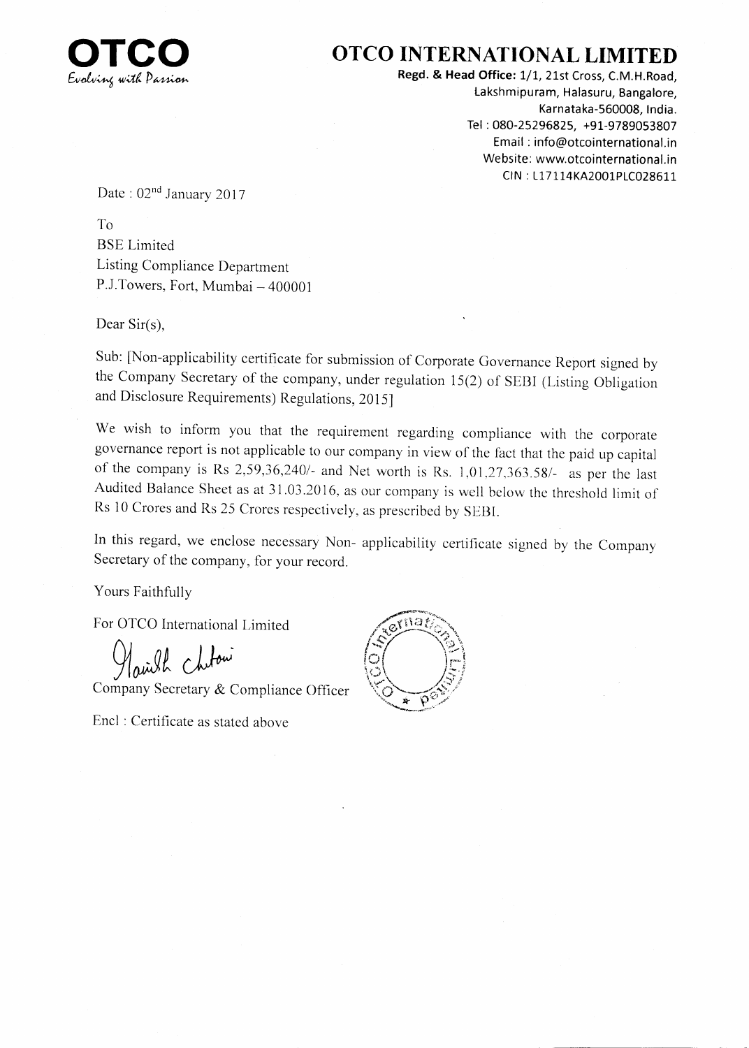**OTCO**
*Evolving with Passion*

# OTCO INTERNATIONAL LIMITED

**Regd. & Head Office:** 1/1, 21st Cross, C.M.H.Road,
Lakshmipuram, Halasuru, Bangalore,
Karnataka-560008, India.
Tel : 080-25296825, +91-9789053807
Email : info@otcointernational.in
Website: www.otcointernational.in
CIN : L17114KA2001PLC028611

Date : 02nd January 2017

To
BSE Limited
Listing Compliance Department
P.J.Towers, Fort, Mumbai – 400001

Dear Sir(s),

Sub: [Non-applicability certificate for submission of Corporate Governance Report signed by the Company Secretary of the company, under regulation 15(2) of SEBI (Listing Obligation and Disclosure Requirements) Regulations, 2015]

We wish to inform you that the requirement regarding compliance with the corporate governance report is not applicable to our company in view of the fact that the paid up capital of the company is Rs 2,59,36,240/- and Net worth is Rs. 1,01,27,363.58/- as per the last Audited Balance Sheet as at 31.03.2016, as our company is well below the threshold limit of Rs 10 Crores and Rs 25 Crores respectively, as prescribed by SEBI.

In this regard, we enclose necessary Non- applicability certificate signed by the Company Secretary of the company, for your record.

Yours Faithfully

For OTCO International Limited

Company Secretary & Compliance Officer

Encl : Certificate as stated above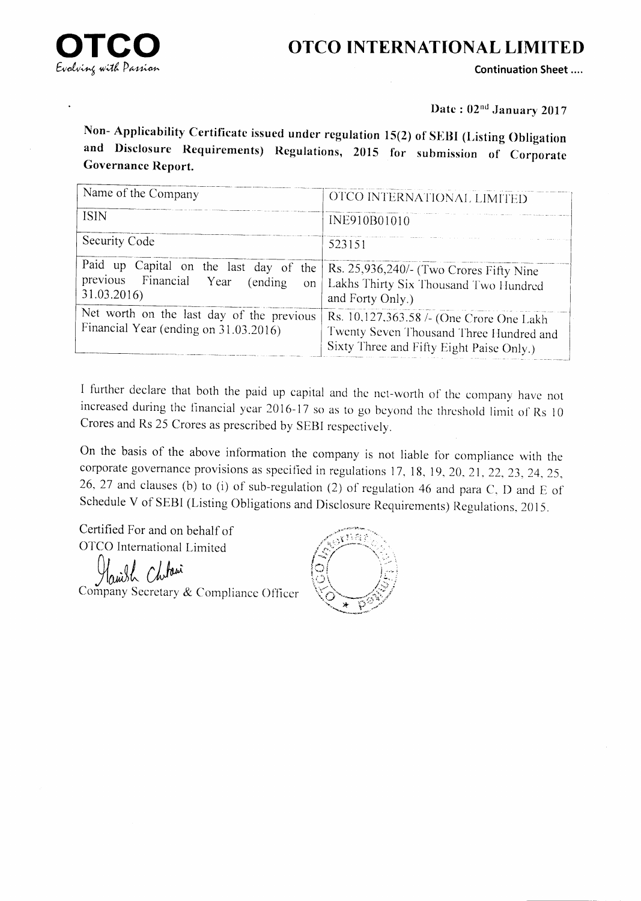# OTCO INTERNATIONAL LIMITED

OTCO
*Evolving with Passion*

Continuation Sheet ....

Date : 02nd January 2017

**Non- Applicability Certificate issued under regulation 15(2) of SEBI (Listing Obligation and Disclosure Requirements) Regulations, 2015 for submission of Corporate Governance Report.**

| | |
|---|---|
| Name of the Company | OTCO INTERNATIONAL LIMITED |
| ISIN | INE910B01010 |
| Security Code | 523151 |
| Paid up Capital on the last day of the previous Financial Year (ending on 31.03.2016) | Rs. 25,936,240/- (Two Crores Fifty Nine Lakhs Thirty Six Thousand Two Hundred and Forty Only.) |
| Net worth on the last day of the previous Financial Year (ending on 31.03.2016) | Rs. 10,127,363.58 /- (One Crore One Lakh Twenty Seven Thousand Three Hundred and Sixty Three and Fifty Eight Paise Only.) |

I further declare that both the paid up capital and the net-worth of the company have not increased during the financial year 2016-17 so as to go beyond the threshold limit of Rs 10 Crores and Rs 25 Crores as prescribed by SEBI respectively.

On the basis of the above information the company is not liable for compliance with the corporate governance provisions as specified in regulations 17, 18, 19, 20, 21, 22, 23, 24, 25, 26, 27 and clauses (b) to (i) of sub-regulation (2) of regulation 46 and para C, D and E of Schedule V of SEBI (Listing Obligations and Disclosure Requirements) Regulations, 2015.

Certified For and on behalf of
OTCO International Limited

Company Secretary & Compliance Officer